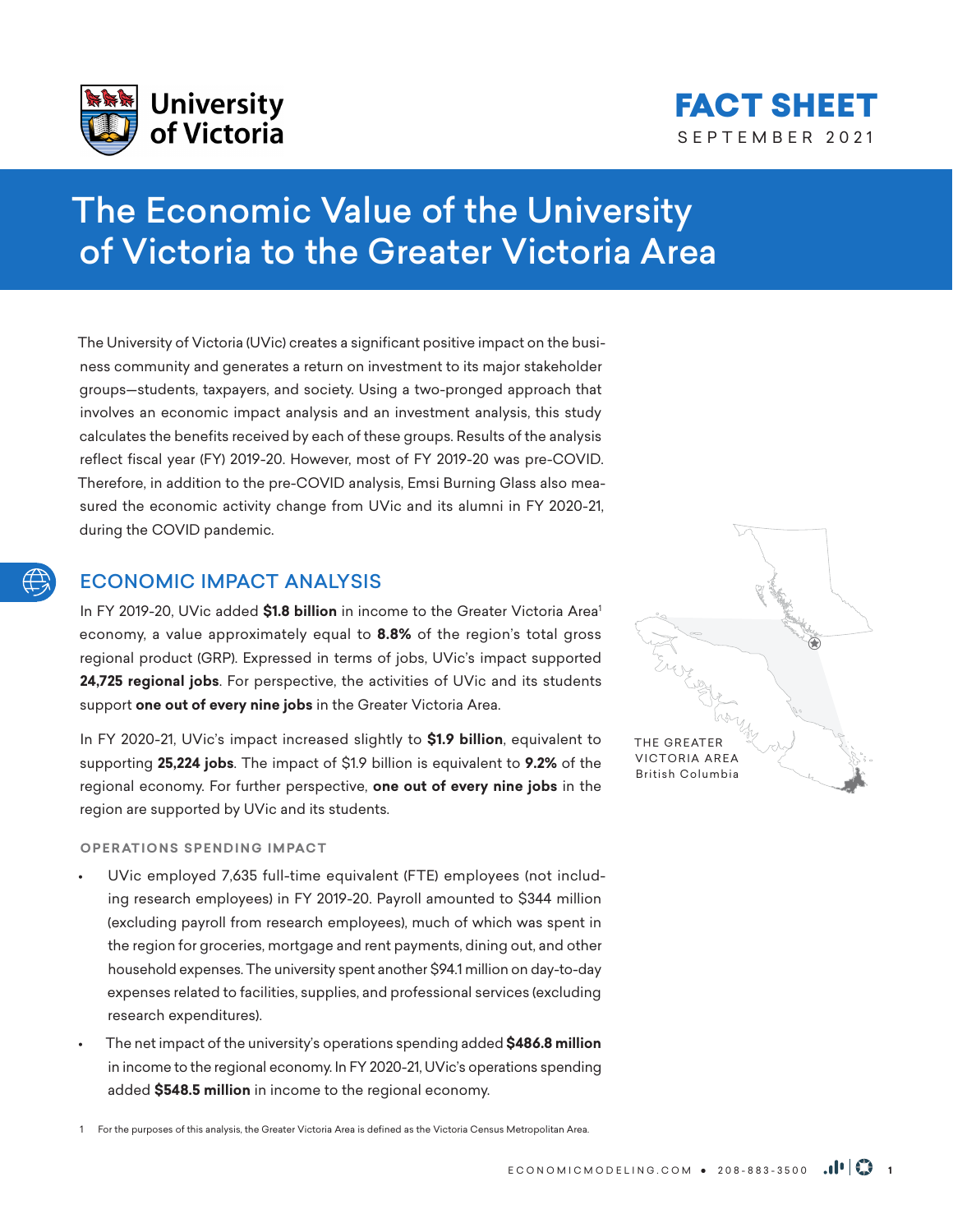FACT SHEET
SEPTEMBER 2021

# The Economic Value of the University of Victoria to the Greater Victoria Area

The University of Victoria (UVic) creates a significant positive impact on the business community and generates a return on investment to its major stakeholder groups—students, taxpayers, and society. Using a two-pronged approach that involves an economic impact analysis and an investment analysis, this study calculates the benefits received by each of these groups. Results of the analysis reflect fiscal year (FY) 2019-20. However, most of FY 2019-20 was pre-COVID. Therefore, in addition to the pre-COVID analysis, Emsi Burning Glass also measured the economic activity change from UVic and its alumni in FY 2020-21, during the COVID pandemic.

## ECONOMIC IMPACT ANALYSIS

In FY 2019-20, UVic added **$1.8 billion** in income to the Greater Victoria Area[1] economy, a value approximately equal to **8.8%** of the region's total gross regional product (GRP). Expressed in terms of jobs, UVic's impact supported **24,725 regional jobs**. For perspective, the activities of UVic and its students support **one out of every nine jobs** in the Greater Victoria Area.

In FY 2020-21, UVic's impact increased slightly to **$1.9 billion**, equivalent to supporting **25,224 jobs**. The impact of $1.9 billion is equivalent to **9.2%** of the regional economy. For further perspective, **one out of every nine jobs** in the region are supported by UVic and its students.

THE GREATER VICTORIA AREA
British Columbia

### OPERATIONS SPENDING IMPACT

- UVic employed 7,635 full-time equivalent (FTE) employees (not including research employees) in FY 2019-20. Payroll amounted to $344 million (excluding payroll from research employees), much of which was spent in the region for groceries, mortgage and rent payments, dining out, and other household expenses. The university spent another $94.1 million on day-to-day expenses related to facilities, supplies, and professional services (excluding research expenditures).
- The net impact of the university's operations spending added **$486.8 million** in income to the regional economy. In FY 2020-21, UVic's operations spending added **$548.5 million** in income to the regional economy.

1 For the purposes of this analysis, the Greater Victoria Area is defined as the Victoria Census Metropolitan Area.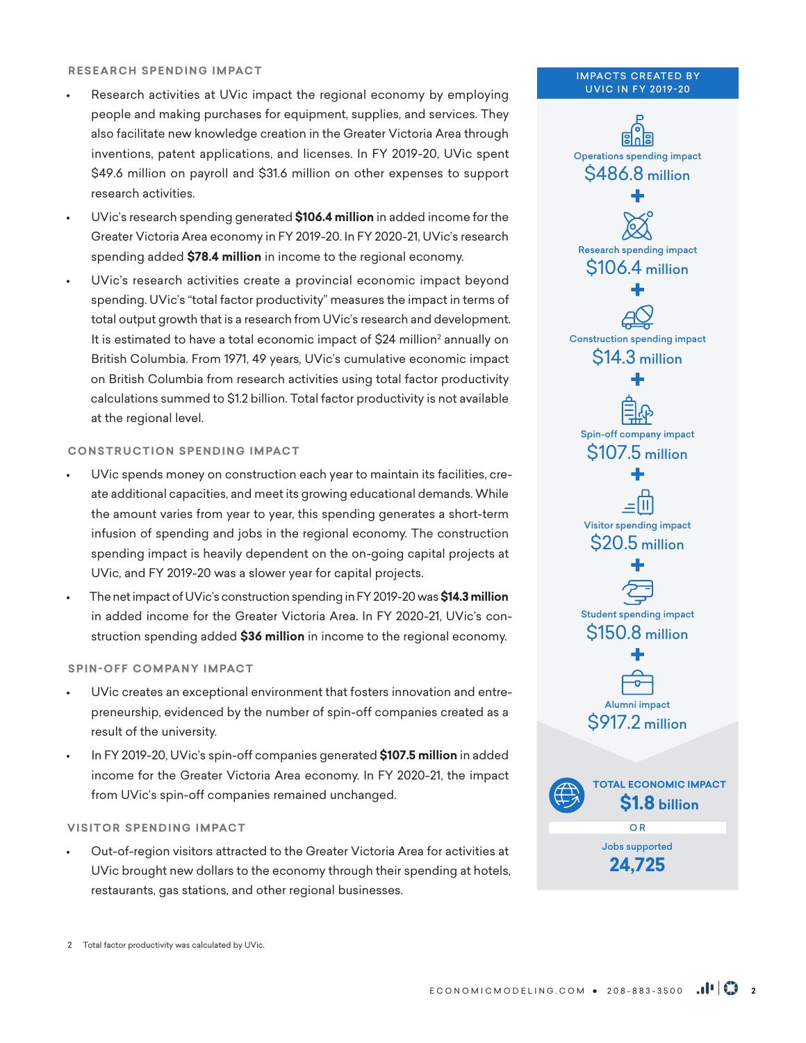## RESEARCH SPENDING IMPACT

- Research activities at UVic impact the regional economy by employing people and making purchases for equipment, supplies, and services. They also facilitate new knowledge creation in the Greater Victoria Area through inventions, patent applications, and licenses. In FY 2019-20, UVic spent $49.6 million on payroll and $31.6 million on other expenses to support research activities.
- UVic's research spending generated **$106.4 million** in added income for the Greater Victoria Area economy in FY 2019-20. In FY 2020-21, UVic's research spending added **$78.4 million** in income to the regional economy.
- UVic's research activities create a provincial economic impact beyond spending. UVic's "total factor productivity" measures the impact in terms of total output growth that is a research from UVic's research and development. It is estimated to have a total economic impact of $24 million[2] annually on British Columbia. From 1971, 49 years, UVic's cumulative economic impact on British Columbia from research activities using total factor productivity calculations summed to $1.2 billion. Total factor productivity is not available at the regional level.

## CONSTRUCTION SPENDING IMPACT

- UVic spends money on construction each year to maintain its facilities, create additional capacities, and meet its growing educational demands. While the amount varies from year to year, this spending generates a short-term infusion of spending and jobs in the regional economy. The construction spending impact is heavily dependent on the on-going capital projects at UVic, and FY 2019-20 was a slower year for capital projects.
- The net impact of UVic's construction spending in FY 2019-20 was **$14.3 million** in added income for the Greater Victoria Area. In FY 2020-21, UVic's construction spending added **$36 million** in income to the regional economy.

## SPIN-OFF COMPANY IMPACT

- UVic creates an exceptional environment that fosters innovation and entrepreneurship, evidenced by the number of spin-off companies created as a result of the university.
- In FY 2019-20, UVic's spin-off companies generated **$107.5 million** in added income for the Greater Victoria Area economy. In FY 2020-21, the impact from UVic's spin-off companies remained unchanged.

## VISITOR SPENDING IMPACT

- Out-of-region visitors attracted to the Greater Victoria Area for activities at UVic brought new dollars to the economy through their spending at hotels, restaurants, gas stations, and other regional businesses.

### IMPACTS CREATED BY UVIC IN FY 2019-20

Operations spending impact
**$486.8 million**

+

Research spending impact
**$106.4 million**

+

Construction spending impact
**$14.3 million**

+

Spin-off company impact
**$107.5 million**

+

Visitor spending impact
**$20.5 million**

+

Student spending impact
**$150.8 million**

+

Alumni impact
**$917.2 million**

**TOTAL ECONOMIC IMPACT**
**$1.8 billion**

OR

Jobs supported
**24,725**

---

2 Total factor productivity was calculated by UVic.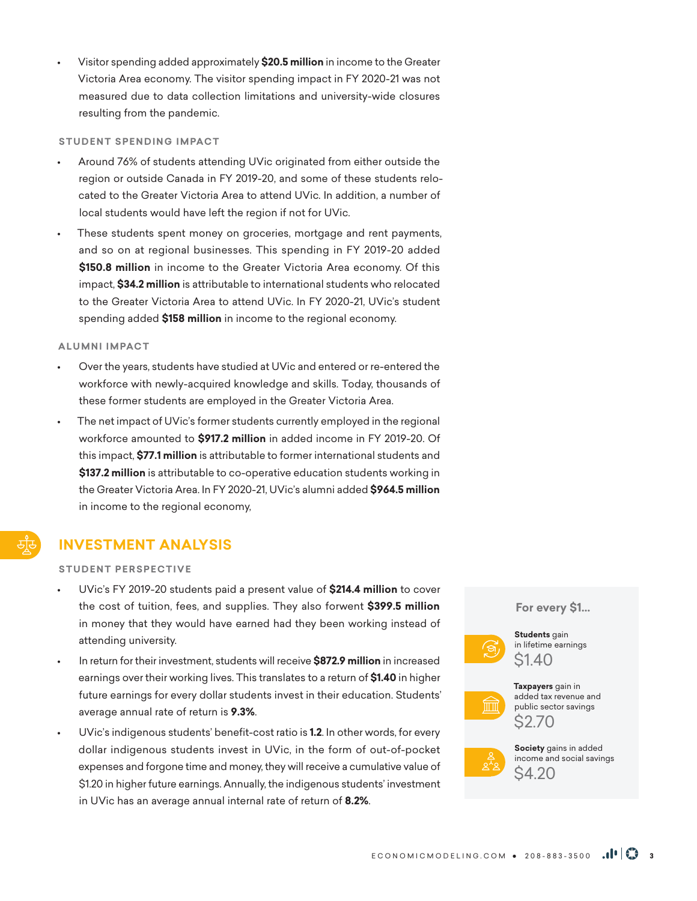- Visitor spending added approximately **$20.5 million** in income to the Greater Victoria Area economy. The visitor spending impact in FY 2020-21 was not measured due to data collection limitations and university-wide closures resulting from the pandemic.

### STUDENT SPENDING IMPACT

- Around 76% of students attending UVic originated from either outside the region or outside Canada in FY 2019-20, and some of these students relocated to the Greater Victoria Area to attend UVic. In addition, a number of local students would have left the region if not for UVic.
- These students spent money on groceries, mortgage and rent payments, and so on at regional businesses. This spending in FY 2019-20 added **$150.8 million** in income to the Greater Victoria Area economy. Of this impact, **$34.2 million** is attributable to international students who relocated to the Greater Victoria Area to attend UVic. In FY 2020-21, UVic's student spending added **$158 million** in income to the regional economy.

### ALUMNI IMPACT

- Over the years, students have studied at UVic and entered or re-entered the workforce with newly-acquired knowledge and skills. Today, thousands of these former students are employed in the Greater Victoria Area.
- The net impact of UVic's former students currently employed in the regional workforce amounted to **$917.2 million** in added income in FY 2019-20. Of this impact, **$77.1 million** is attributable to former international students and **$137.2 million** is attributable to co-operative education students working in the Greater Victoria Area. In FY 2020-21, UVic's alumni added **$964.5 million** in income to the regional economy,

## INVESTMENT ANALYSIS

### STUDENT PERSPECTIVE

- UVic's FY 2019-20 students paid a present value of **$214.4 million** to cover the cost of tuition, fees, and supplies. They also forwent **$399.5 million** in money that they would have earned had they been working instead of attending university.
- In return for their investment, students will receive **$872.9 million** in increased earnings over their working lives. This translates to a return of **$1.40** in higher future earnings for every dollar students invest in their education. Students' average annual rate of return is **9.3%**.
- UVic's indigenous students' benefit-cost ratio is **1.2**. In other words, for every dollar indigenous students invest in UVic, in the form of out-of-pocket expenses and forgone time and money, they will receive a cumulative value of $1.20 in higher future earnings. Annually, the indigenous students' investment in UVic has an average annual internal rate of return of **8.2%**.

**For every $1...**

**Students** gain in lifetime earnings
$1.40

**Taxpayers** gain in added tax revenue and public sector savings
$2.70

**Society** gains in added income and social savings
$4.20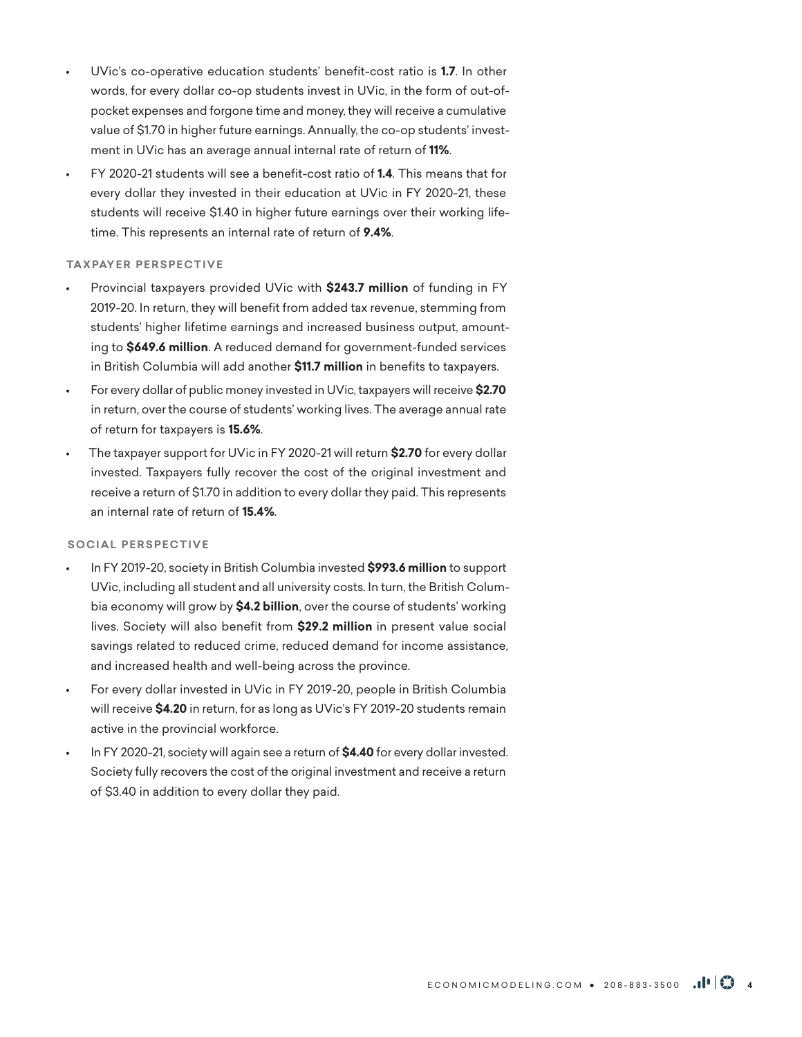- UVic's co-operative education students' benefit-cost ratio is **1.7**. In other words, for every dollar co-op students invest in UVic, in the form of out-of-pocket expenses and forgone time and money, they will receive a cumulative value of $1.70 in higher future earnings. Annually, the co-op students' investment in UVic has an average annual internal rate of return of **11%**.
- FY 2020-21 students will see a benefit-cost ratio of **1.4**. This means that for every dollar they invested in their education at UVic in FY 2020-21, these students will receive $1.40 in higher future earnings over their working lifetime. This represents an internal rate of return of **9.4%**.

### TAXPAYER PERSPECTIVE

- Provincial taxpayers provided UVic with **$243.7 million** of funding in FY 2019-20. In return, they will benefit from added tax revenue, stemming from students' higher lifetime earnings and increased business output, amounting to **$649.6 million**. A reduced demand for government-funded services in British Columbia will add another **$11.7 million** in benefits to taxpayers.
- For every dollar of public money invested in UVic, taxpayers will receive **$2.70** in return, over the course of students' working lives. The average annual rate of return for taxpayers is **15.6%**.
- The taxpayer support for UVic in FY 2020-21 will return **$2.70** for every dollar invested. Taxpayers fully recover the cost of the original investment and receive a return of $1.70 in addition to every dollar they paid. This represents an internal rate of return of **15.4%**.

### SOCIAL PERSPECTIVE

- In FY 2019-20, society in British Columbia invested **$993.6 million** to support UVic, including all student and all university costs. In turn, the British Columbia economy will grow by **$4.2 billion**, over the course of students' working lives. Society will also benefit from **$29.2 million** in present value social savings related to reduced crime, reduced demand for income assistance, and increased health and well-being across the province.
- For every dollar invested in UVic in FY 2019-20, people in British Columbia will receive **$4.20** in return, for as long as UVic's FY 2019-20 students remain active in the provincial workforce.
- In FY 2020-21, society will again see a return of **$4.40** for every dollar invested. Society fully recovers the cost of the original investment and receive a return of $3.40 in addition to every dollar they paid.